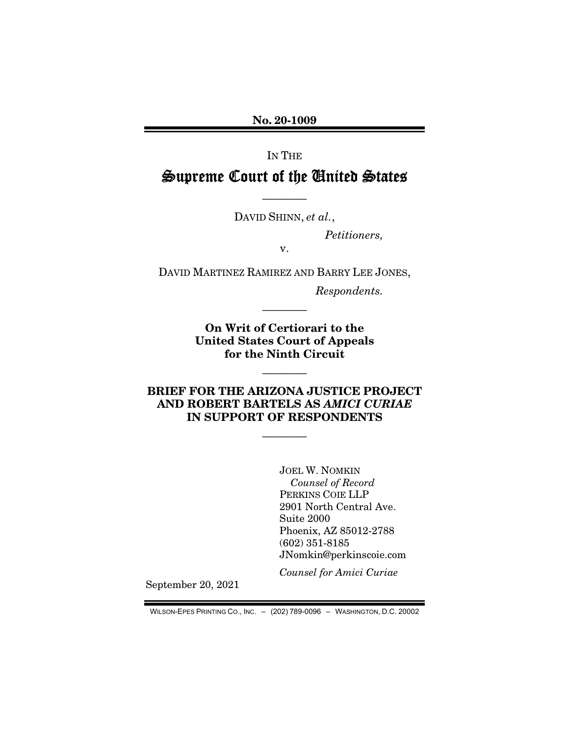**No. 20-1009**

IN THE

# Supreme Court of the United States

————

DAVID SHINN, *et al.*,

*Petitioners,*

v.

DAVID MARTINEZ RAMIREZ AND BARRY LEE JONES,

*Respondents.*

————

**On Writ of Certiorari to the United States Court of Appeals for the Ninth Circuit**

————

**BRIEF FOR THE ARIZONA JUSTICE PROJECT AND ROBERT BARTELS AS *AMICI CURIAE* IN SUPPORT OF RESPONDENTS**

————

JOEL W. NOMKIN
*Counsel of Record*
PERKINS COIE LLP
2901 North Central Ave.
Suite 2000
Phoenix, AZ 85012-2788
(602) 351-8185
JNomkin@perkinscoie.com

*Counsel for Amici Curiae*

September 20, 2021

WILSON-EPES PRINTING CO., INC. – (202) 789-0096 – WASHINGTON, D.C. 20002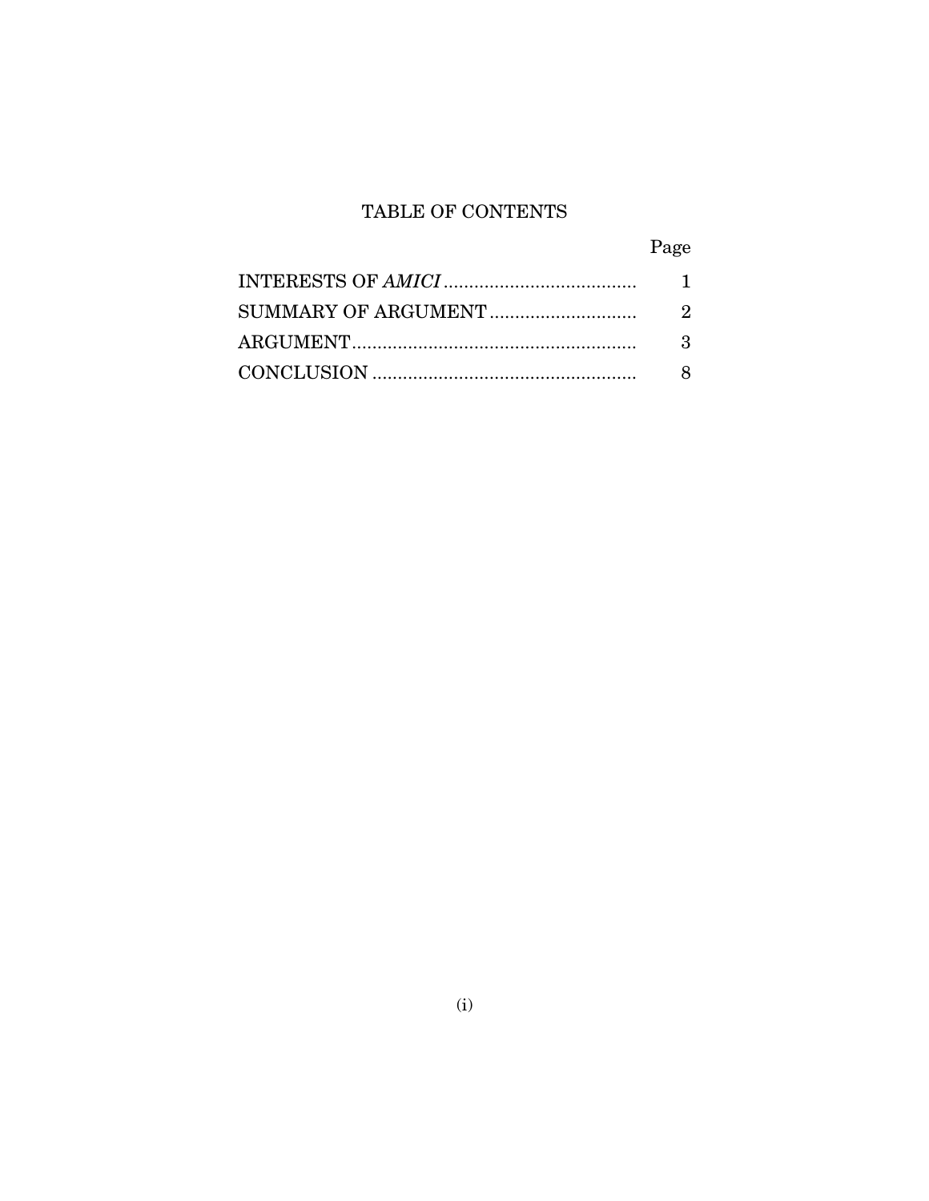# TABLE OF CONTENTS

| | Page |
| --- | --- |
| INTERESTS OF *AMICI* | 1 |
| SUMMARY OF ARGUMENT | 2 |
| ARGUMENT | 3 |
| CONCLUSION | 8 |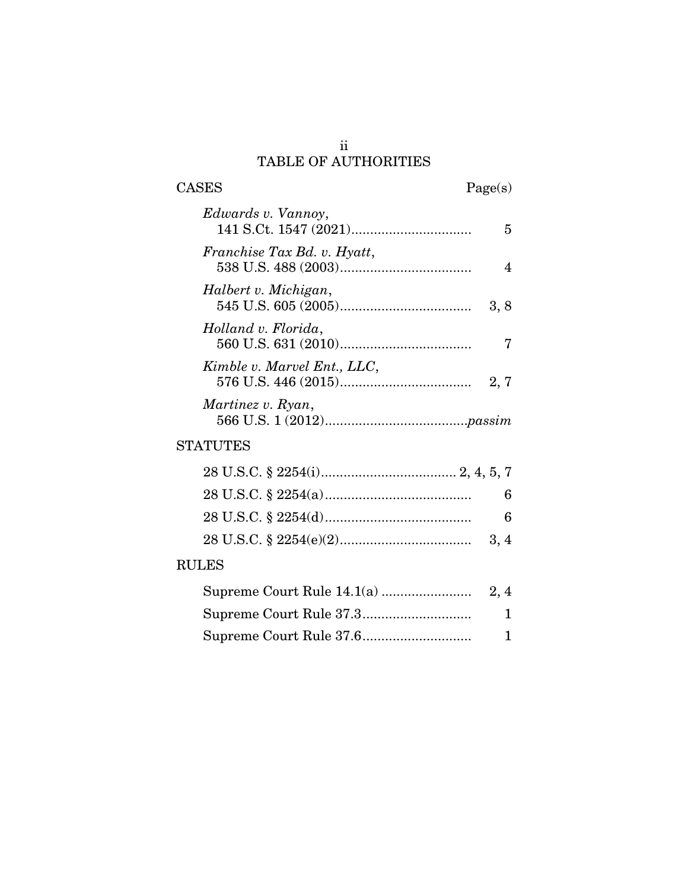# TABLE OF AUTHORITIES

| CASES | Page(s) |
|---|---|
| *Edwards v. Vannoy*, 141 S.Ct. 1547 (2021) | 5 |
| *Franchise Tax Bd. v. Hyatt*, 538 U.S. 488 (2003) | 4 |
| *Halbert v. Michigan*, 545 U.S. 605 (2005) | 3, 8 |
| *Holland v. Florida*, 560 U.S. 631 (2010) | 7 |
| *Kimble v. Marvel Ent., LLC*, 576 U.S. 446 (2015) | 2, 7 |
| *Martinez v. Ryan*, 566 U.S. 1 (2012) | *passim* |

| STATUTES | |
|---|---|
| 28 U.S.C. § 2254(i) | 2, 4, 5, 7 |
| 28 U.S.C. § 2254(a) | 6 |
| 28 U.S.C. § 2254(d) | 6 |
| 28 U.S.C. § 2254(e)(2) | 3, 4 |

| RULES | |
|---|---|
| Supreme Court Rule 14.1(a) | 2, 4 |
| Supreme Court Rule 37.3 | 1 |
| Supreme Court Rule 37.6 | 1 |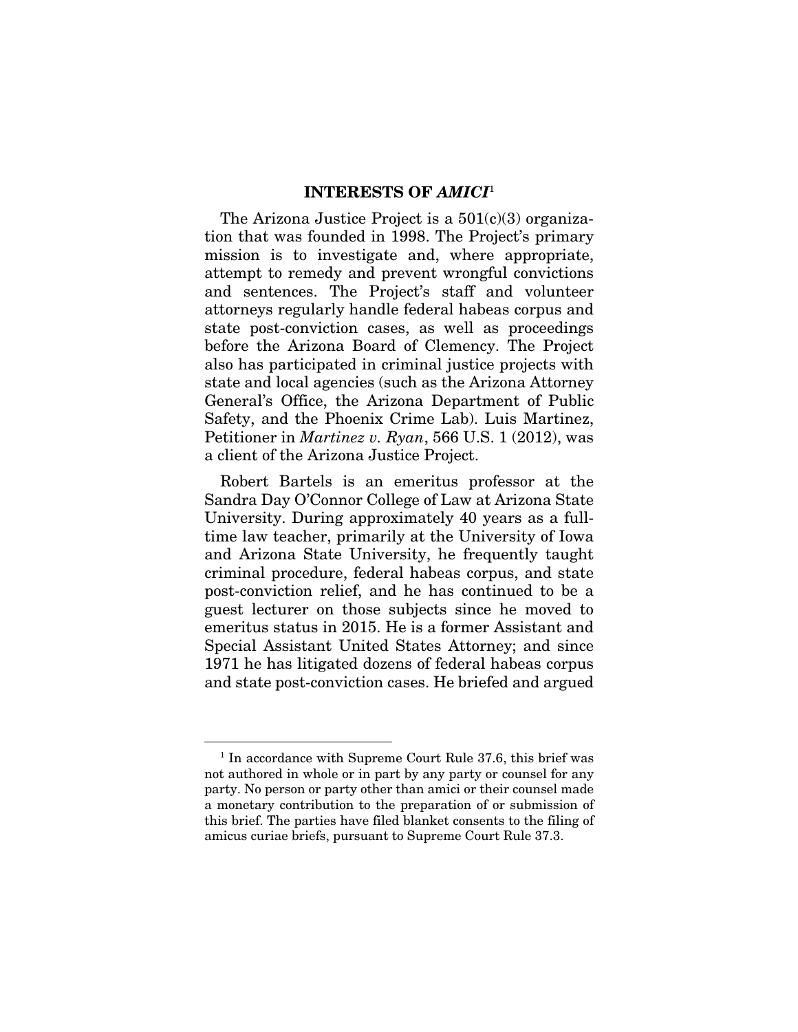## INTERESTS OF *AMICI*[1]

The Arizona Justice Project is a 501(c)(3) organization that was founded in 1998. The Project's primary mission is to investigate and, where appropriate, attempt to remedy and prevent wrongful convictions and sentences. The Project's staff and volunteer attorneys regularly handle federal habeas corpus and state post-conviction cases, as well as proceedings before the Arizona Board of Clemency. The Project also has participated in criminal justice projects with state and local agencies (such as the Arizona Attorney General's Office, the Arizona Department of Public Safety, and the Phoenix Crime Lab). Luis Martinez, Petitioner in *Martinez v. Ryan*, 566 U.S. 1 (2012), was a client of the Arizona Justice Project.

Robert Bartels is an emeritus professor at the Sandra Day O'Connor College of Law at Arizona State University. During approximately 40 years as a full-time law teacher, primarily at the University of Iowa and Arizona State University, he frequently taught criminal procedure, federal habeas corpus, and state post-conviction relief, and he has continued to be a guest lecturer on those subjects since he moved to emeritus status in 2015. He is a former Assistant and Special Assistant United States Attorney; and since 1971 he has litigated dozens of federal habeas corpus and state post-conviction cases. He briefed and argued

---

[1] In accordance with Supreme Court Rule 37.6, this brief was not authored in whole or in part by any party or counsel for any party. No person or party other than amici or their counsel made a monetary contribution to the preparation of or submission of this brief. The parties have filed blanket consents to the filing of amicus curiae briefs, pursuant to Supreme Court Rule 37.3.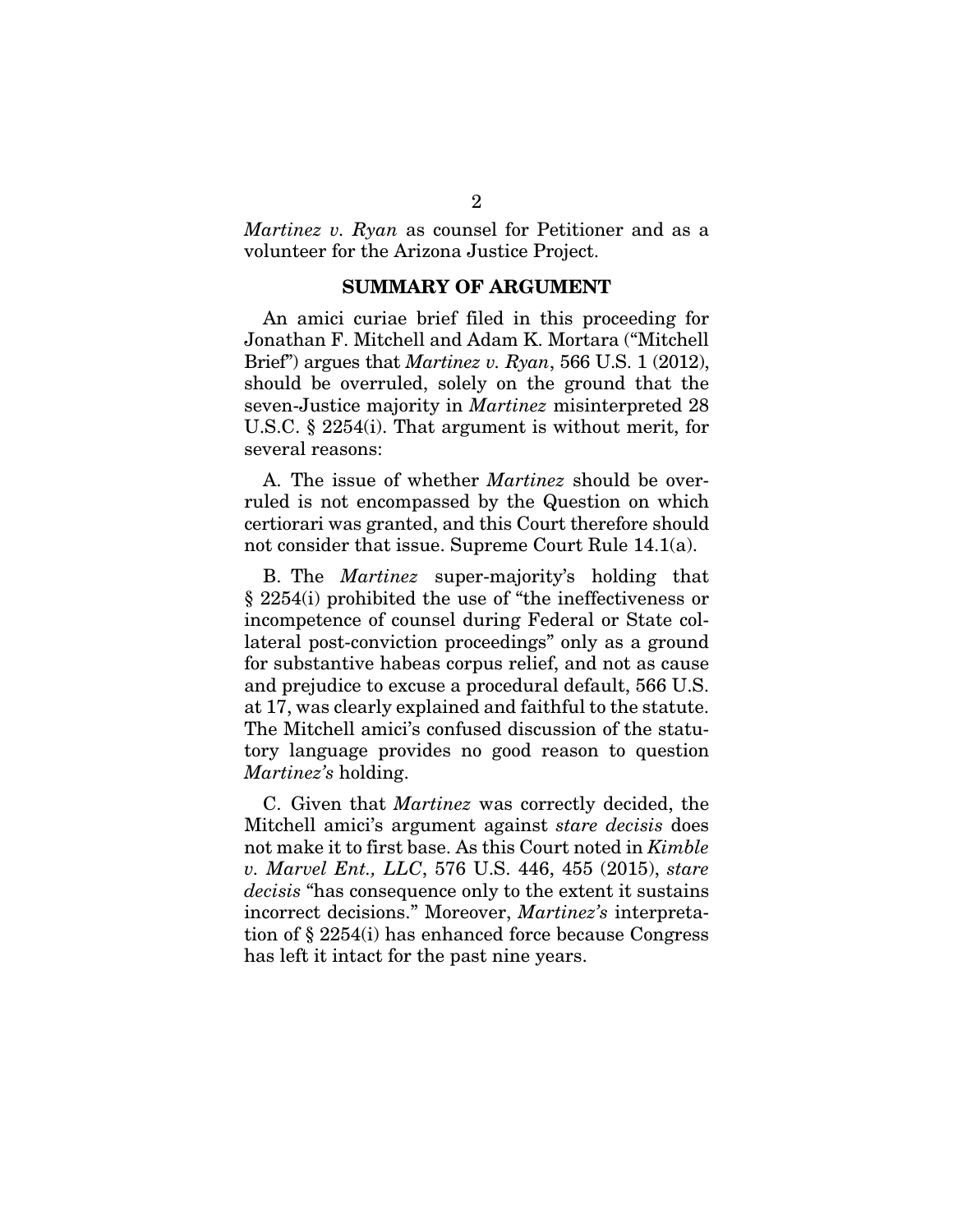*Martinez v. Ryan* as counsel for Petitioner and as a volunteer for the Arizona Justice Project.

## SUMMARY OF ARGUMENT

An amici curiae brief filed in this proceeding for Jonathan F. Mitchell and Adam K. Mortara ("Mitchell Brief") argues that *Martinez v. Ryan*, 566 U.S. 1 (2012), should be overruled, solely on the ground that the seven-Justice majority in *Martinez* misinterpreted 28 U.S.C. § 2254(i). That argument is without merit, for several reasons:

A. The issue of whether *Martinez* should be overruled is not encompassed by the Question on which certiorari was granted, and this Court therefore should not consider that issue. Supreme Court Rule 14.1(a).

B. The *Martinez* super-majority's holding that § 2254(i) prohibited the use of "the ineffectiveness or incompetence of counsel during Federal or State collateral post-conviction proceedings" only as a ground for substantive habeas corpus relief, and not as cause and prejudice to excuse a procedural default, 566 U.S. at 17, was clearly explained and faithful to the statute. The Mitchell amici's confused discussion of the statutory language provides no good reason to question *Martinez's* holding.

C. Given that *Martinez* was correctly decided, the Mitchell amici's argument against *stare decisis* does not make it to first base. As this Court noted in *Kimble v. Marvel Ent., LLC*, 576 U.S. 446, 455 (2015), *stare decisis* "has consequence only to the extent it sustains incorrect decisions." Moreover, *Martinez's* interpretation of § 2254(i) has enhanced force because Congress has left it intact for the past nine years.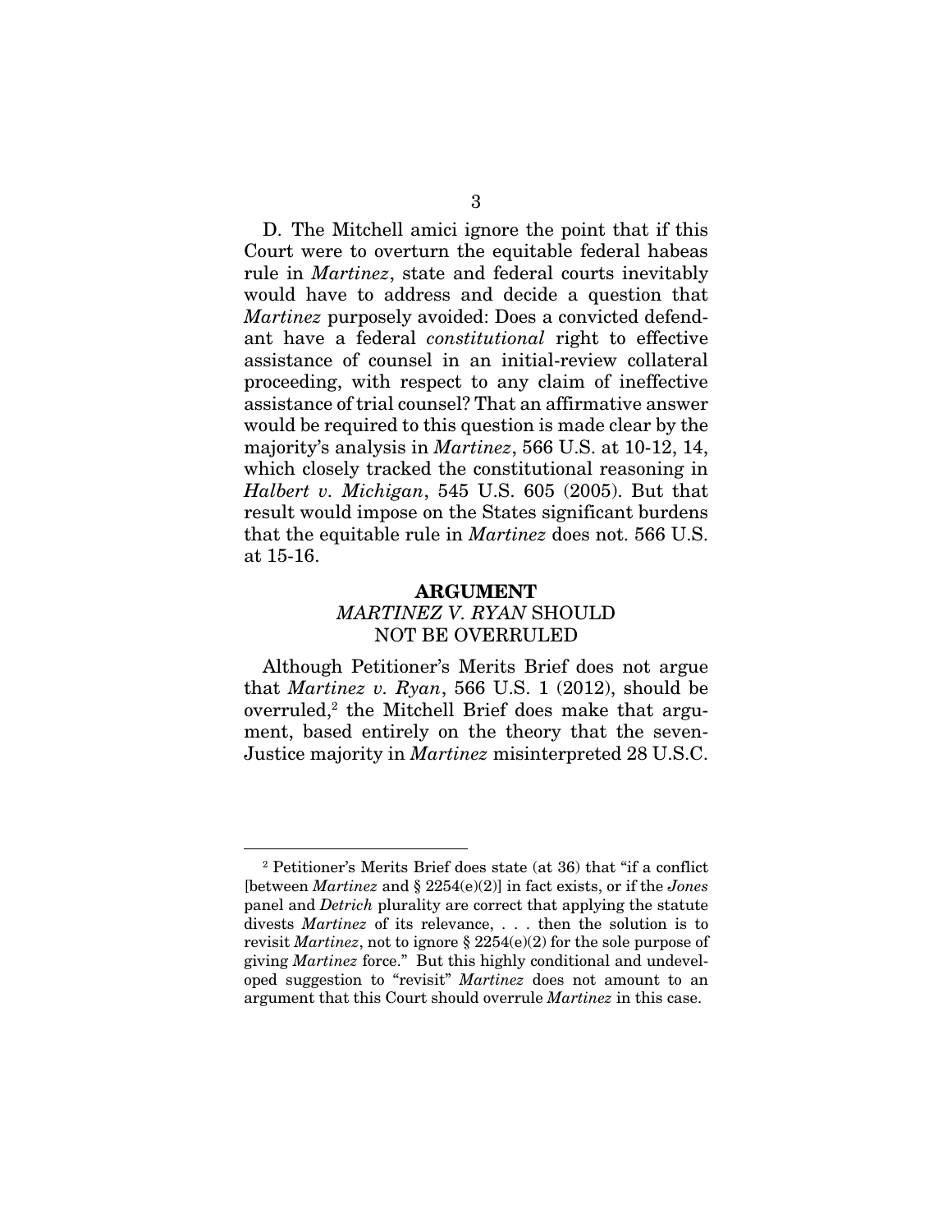D. The Mitchell amici ignore the point that if this Court were to overturn the equitable federal habeas rule in *Martinez*, state and federal courts inevitably would have to address and decide a question that *Martinez* purposely avoided: Does a convicted defendant have a federal *constitutional* right to effective assistance of counsel in an initial-review collateral proceeding, with respect to any claim of ineffective assistance of trial counsel? That an affirmative answer would be required to this question is made clear by the majority's analysis in *Martinez*, 566 U.S. at 10-12, 14, which closely tracked the constitutional reasoning in *Halbert v. Michigan*, 545 U.S. 605 (2005). But that result would impose on the States significant burdens that the equitable rule in *Martinez* does not. 566 U.S. at 15-16.

## ARGUMENT

## *MARTINEZ V. RYAN* SHOULD NOT BE OVERRULED

Although Petitioner's Merits Brief does not argue that *Martinez v. Ryan*, 566 U.S. 1 (2012), should be overruled,[2] the Mitchell Brief does make that argument, based entirely on the theory that the seven-Justice majority in *Martinez* misinterpreted 28 U.S.C.

---

[2] Petitioner's Merits Brief does state (at 36) that "if a conflict [between *Martinez* and § 2254(e)(2)] in fact exists, or if the *Jones* panel and *Detrich* plurality are correct that applying the statute divests *Martinez* of its relevance, . . . then the solution is to revisit *Martinez*, not to ignore § 2254(e)(2) for the sole purpose of giving *Martinez* force." But this highly conditional and undeveloped suggestion to "revisit" *Martinez* does not amount to an argument that this Court should overrule *Martinez* in this case.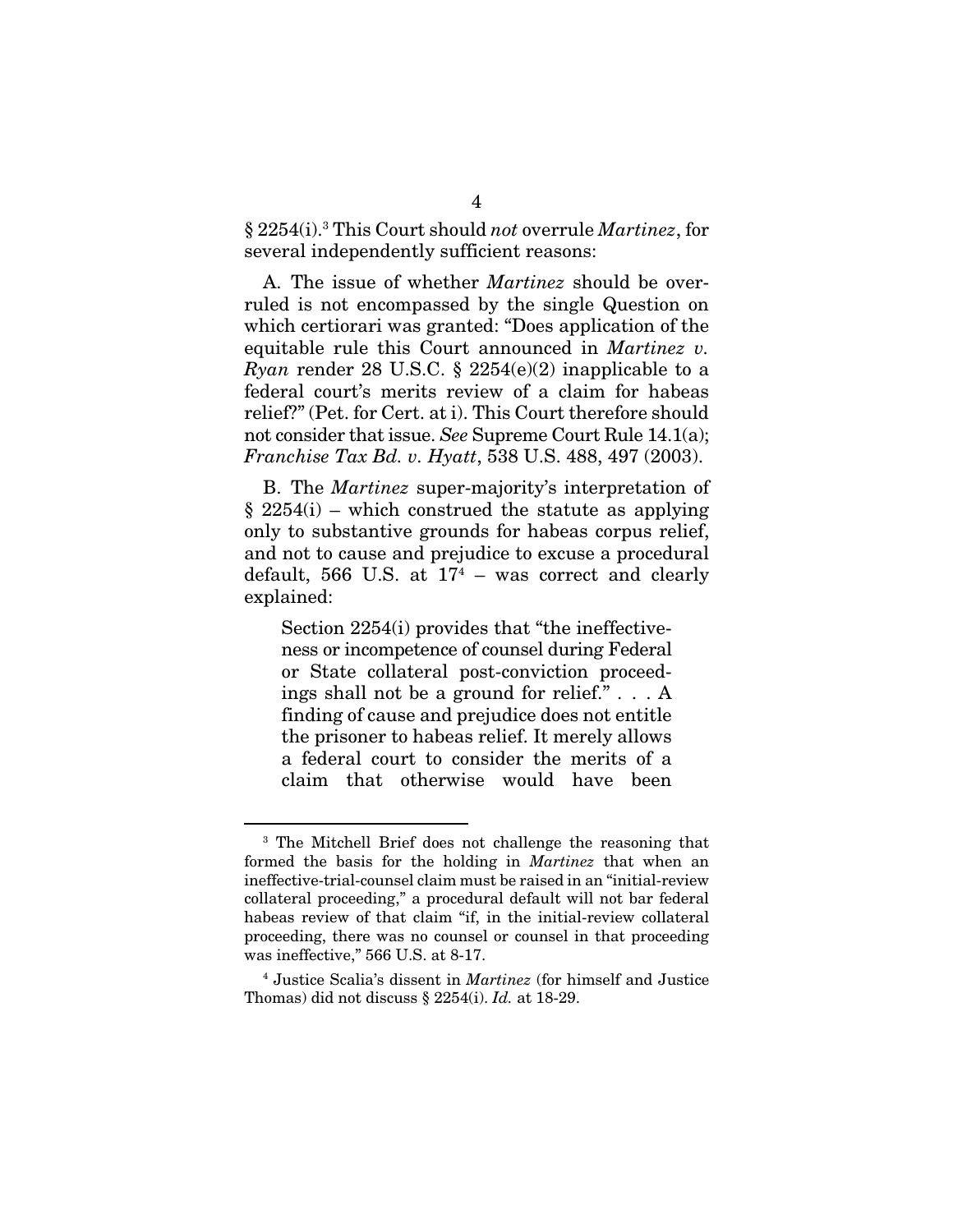§ 2254(i).[3] This Court should *not* overrule *Martinez*, for several independently sufficient reasons:

A. The issue of whether *Martinez* should be overruled is not encompassed by the single Question on which certiorari was granted: "Does application of the equitable rule this Court announced in *Martinez v. Ryan* render 28 U.S.C. § 2254(e)(2) inapplicable to a federal court's merits review of a claim for habeas relief?" (Pet. for Cert. at i). This Court therefore should not consider that issue. *See* Supreme Court Rule 14.1(a); *Franchise Tax Bd. v. Hyatt*, 538 U.S. 488, 497 (2003).

B. The *Martinez* super-majority's interpretation of § 2254(i) – which construed the statute as applying only to substantive grounds for habeas corpus relief, and not to cause and prejudice to excuse a procedural default, 566 U.S. at 17[4] – was correct and clearly explained:

> Section 2254(i) provides that "the ineffectiveness or incompetence of counsel during Federal or State collateral post-conviction proceedings shall not be a ground for relief." . . . A finding of cause and prejudice does not entitle the prisoner to habeas relief. It merely allows a federal court to consider the merits of a claim that otherwise would have been

---

[3] The Mitchell Brief does not challenge the reasoning that formed the basis for the holding in *Martinez* that when an ineffective-trial-counsel claim must be raised in an "initial-review collateral proceeding," a procedural default will not bar federal habeas review of that claim "if, in the initial-review collateral proceeding, there was no counsel or counsel in that proceeding was ineffective," 566 U.S. at 8-17.

[4] Justice Scalia's dissent in *Martinez* (for himself and Justice Thomas) did not discuss § 2254(i). *Id.* at 18-29.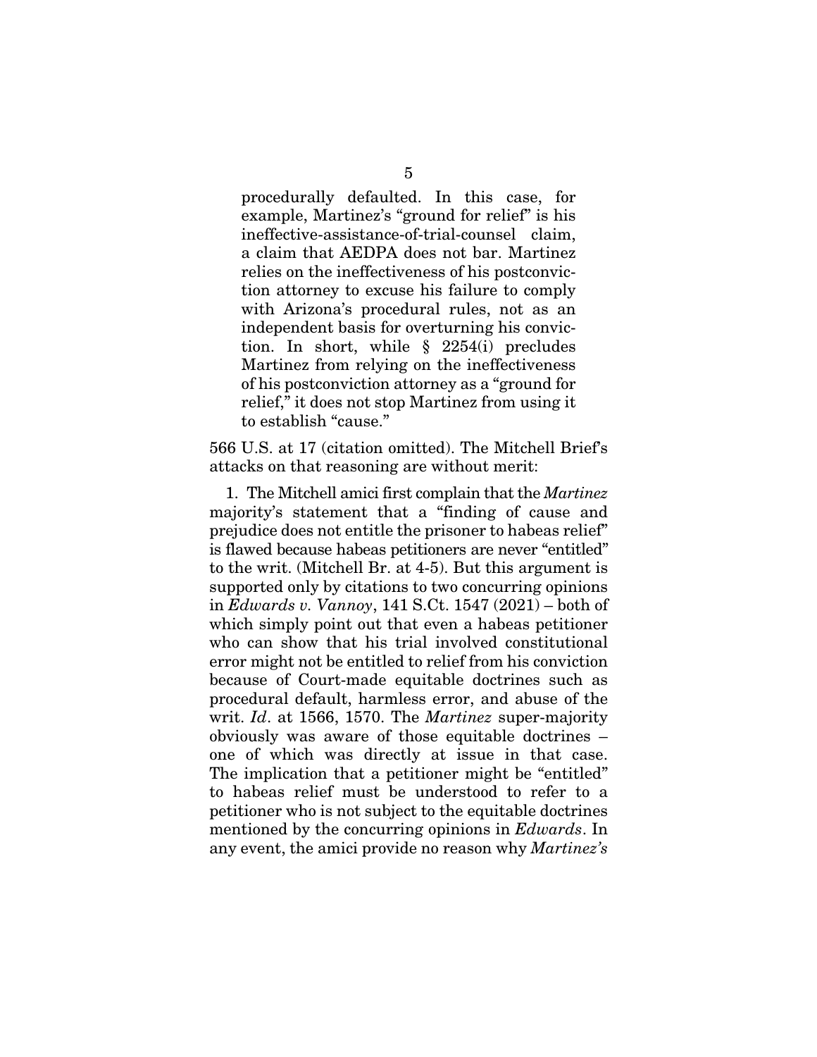> procedurally defaulted. In this case, for example, Martinez's "ground for relief" is his ineffective-assistance-of-trial-counsel claim, a claim that AEDPA does not bar. Martinez relies on the ineffectiveness of his postconviction attorney to excuse his failure to comply with Arizona's procedural rules, not as an independent basis for overturning his conviction. In short, while § 2254(i) precludes Martinez from relying on the ineffectiveness of his postconviction attorney as a "ground for relief," it does not stop Martinez from using it to establish "cause."

566 U.S. at 17 (citation omitted). The Mitchell Brief's attacks on that reasoning are without merit:

1. The Mitchell amici first complain that the *Martinez* majority's statement that a "finding of cause and prejudice does not entitle the prisoner to habeas relief" is flawed because habeas petitioners are never "entitled" to the writ. (Mitchell Br. at 4-5). But this argument is supported only by citations to two concurring opinions in *Edwards v. Vannoy*, 141 S.Ct. 1547 (2021) – both of which simply point out that even a habeas petitioner who can show that his trial involved constitutional error might not be entitled to relief from his conviction because of Court-made equitable doctrines such as procedural default, harmless error, and abuse of the writ. *Id*. at 1566, 1570. The *Martinez* super-majority obviously was aware of those equitable doctrines – one of which was directly at issue in that case. The implication that a petitioner might be "entitled" to habeas relief must be understood to refer to a petitioner who is not subject to the equitable doctrines mentioned by the concurring opinions in *Edwards*. In any event, the amici provide no reason why *Martinez's*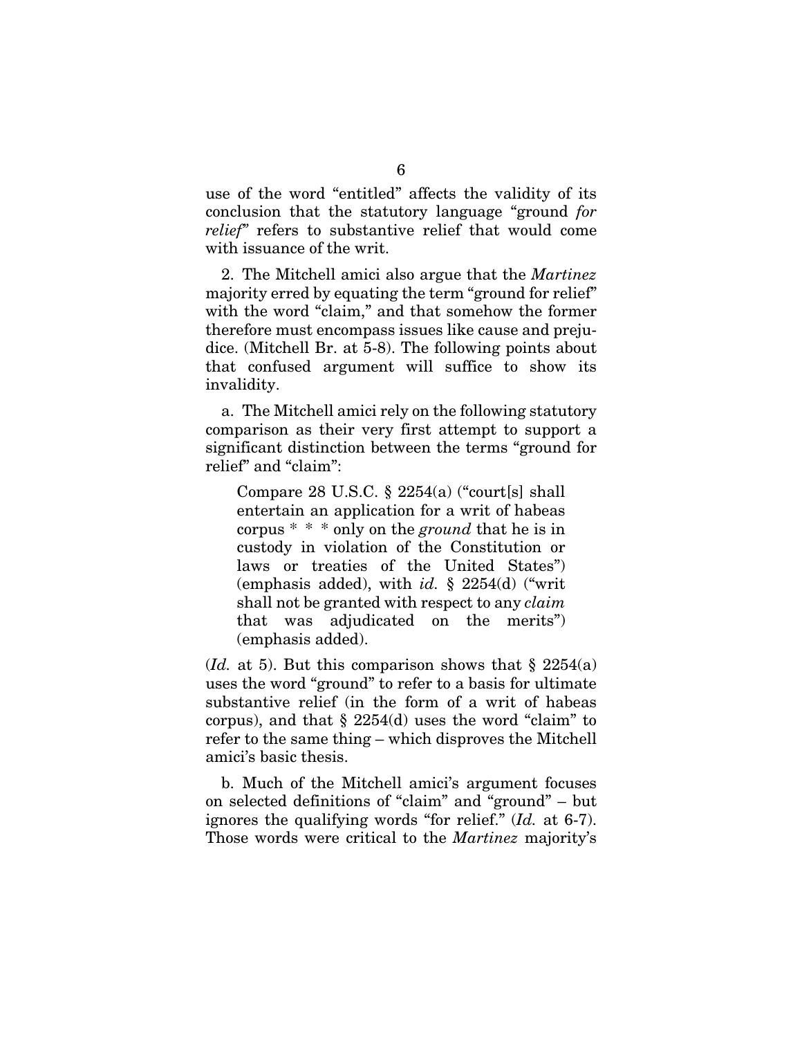use of the word "entitled" affects the validity of its conclusion that the statutory language "ground *for relief*" refers to substantive relief that would come with issuance of the writ.

2. The Mitchell amici also argue that the *Martinez* majority erred by equating the term "ground for relief" with the word "claim," and that somehow the former therefore must encompass issues like cause and prejudice. (Mitchell Br. at 5-8). The following points about that confused argument will suffice to show its invalidity.

a. The Mitchell amici rely on the following statutory comparison as their very first attempt to support a significant distinction between the terms "ground for relief" and "claim":

> Compare 28 U.S.C. § 2254(a) ("court[s] shall entertain an application for a writ of habeas corpus * * * only on the *ground* that he is in custody in violation of the Constitution or laws or treaties of the United States") (emphasis added), with *id.* § 2254(d) ("writ shall not be granted with respect to any *claim* that was adjudicated on the merits") (emphasis added).

(*Id.* at 5). But this comparison shows that § 2254(a) uses the word "ground" to refer to a basis for ultimate substantive relief (in the form of a writ of habeas corpus), and that § 2254(d) uses the word "claim" to refer to the same thing – which disproves the Mitchell amici's basic thesis.

b. Much of the Mitchell amici's argument focuses on selected definitions of "claim" and "ground" – but ignores the qualifying words "for relief." (*Id.* at 6-7). Those words were critical to the *Martinez* majority's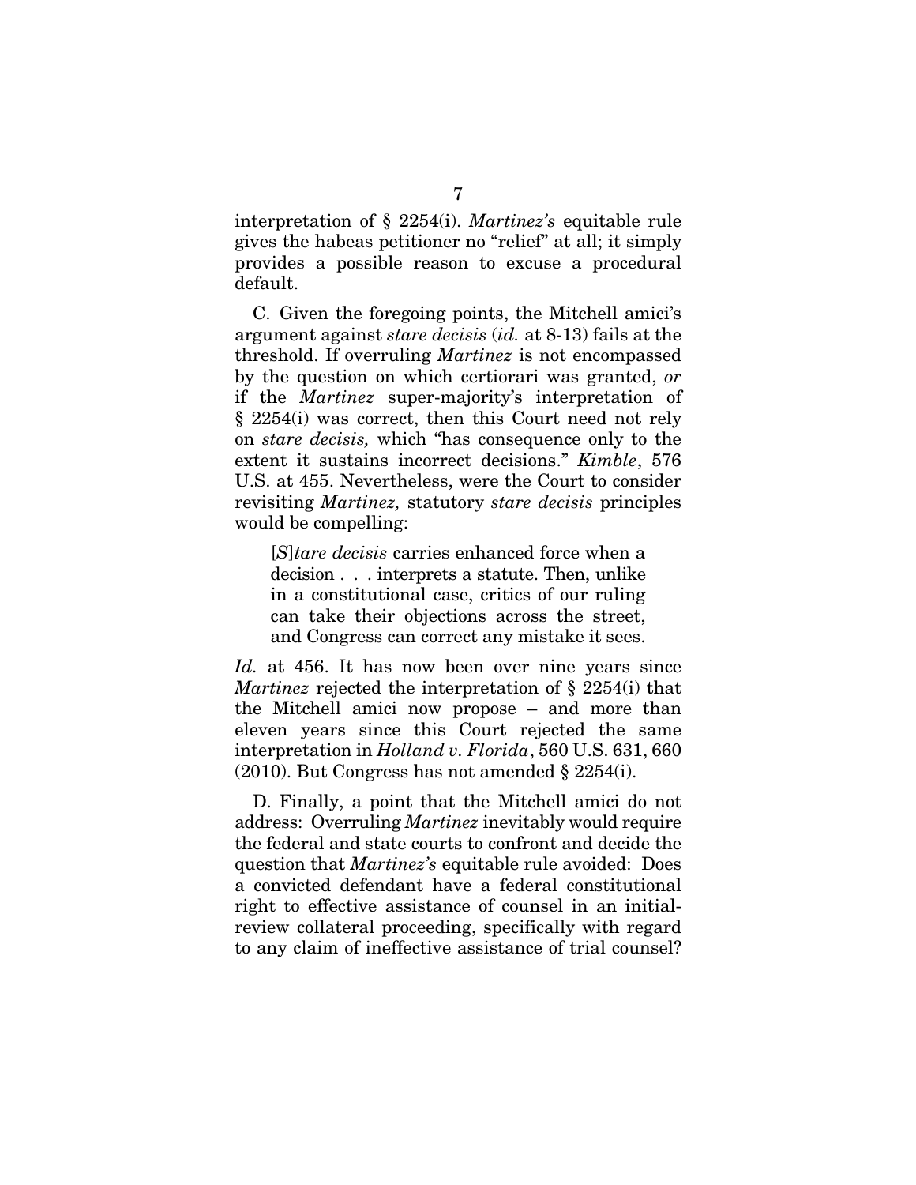interpretation of § 2254(i). *Martinez's* equitable rule gives the habeas petitioner no "relief" at all; it simply provides a possible reason to excuse a procedural default.

C. Given the foregoing points, the Mitchell amici's argument against *stare decisis* (*id.* at 8-13) fails at the threshold. If overruling *Martinez* is not encompassed by the question on which certiorari was granted, *or* if the *Martinez* super-majority's interpretation of § 2254(i) was correct, then this Court need not rely on *stare decisis,* which "has consequence only to the extent it sustains incorrect decisions." *Kimble*, 576 U.S. at 455. Nevertheless, were the Court to consider revisiting *Martinez,* statutory *stare decisis* principles would be compelling:

> [*S*]*tare decisis* carries enhanced force when a decision . . . interprets a statute. Then, unlike in a constitutional case, critics of our ruling can take their objections across the street, and Congress can correct any mistake it sees.

*Id.* at 456. It has now been over nine years since *Martinez* rejected the interpretation of § 2254(i) that the Mitchell amici now propose – and more than eleven years since this Court rejected the same interpretation in *Holland v. Florida*, 560 U.S. 631, 660 (2010). But Congress has not amended § 2254(i).

D. Finally, a point that the Mitchell amici do not address: Overruling *Martinez* inevitably would require the federal and state courts to confront and decide the question that *Martinez's* equitable rule avoided: Does a convicted defendant have a federal constitutional right to effective assistance of counsel in an initial-review collateral proceeding, specifically with regard to any claim of ineffective assistance of trial counsel?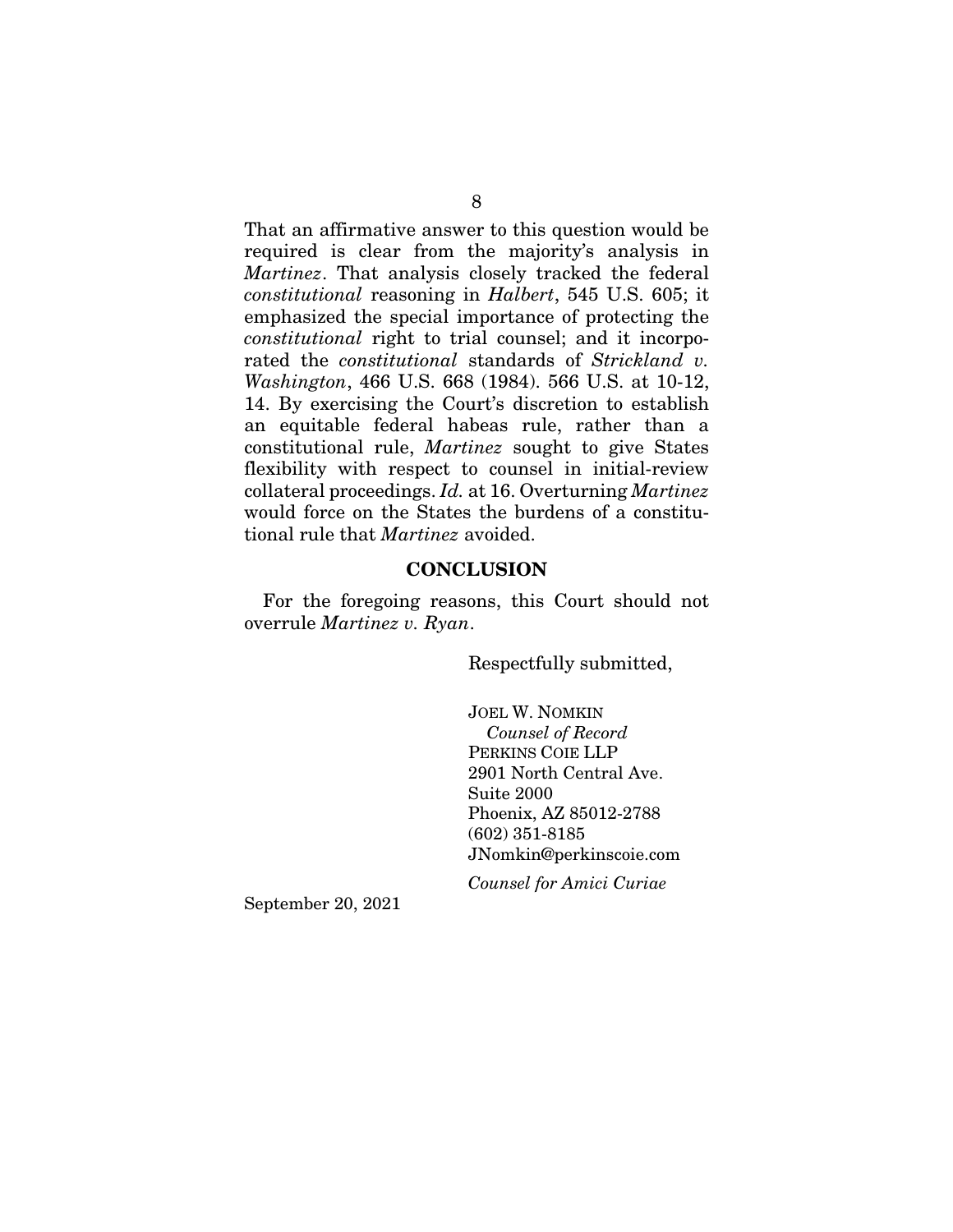That an affirmative answer to this question would be required is clear from the majority's analysis in *Martinez*. That analysis closely tracked the federal *constitutional* reasoning in *Halbert*, 545 U.S. 605; it emphasized the special importance of protecting the *constitutional* right to trial counsel; and it incorporated the *constitutional* standards of *Strickland v. Washington*, 466 U.S. 668 (1984). 566 U.S. at 10-12, 14. By exercising the Court's discretion to establish an equitable federal habeas rule, rather than a constitutional rule, *Martinez* sought to give States flexibility with respect to counsel in initial-review collateral proceedings. *Id.* at 16. Overturning *Martinez* would force on the States the burdens of a constitutional rule that *Martinez* avoided.

## CONCLUSION

For the foregoing reasons, this Court should not overrule *Martinez v. Ryan*.

Respectfully submitted,

JOEL W. NOMKIN
*Counsel of Record*
PERKINS COIE LLP
2901 North Central Ave.
Suite 2000
Phoenix, AZ 85012-2788
(602) 351-8185
JNomkin@perkinscoie.com

*Counsel for Amici Curiae*

September 20, 2021